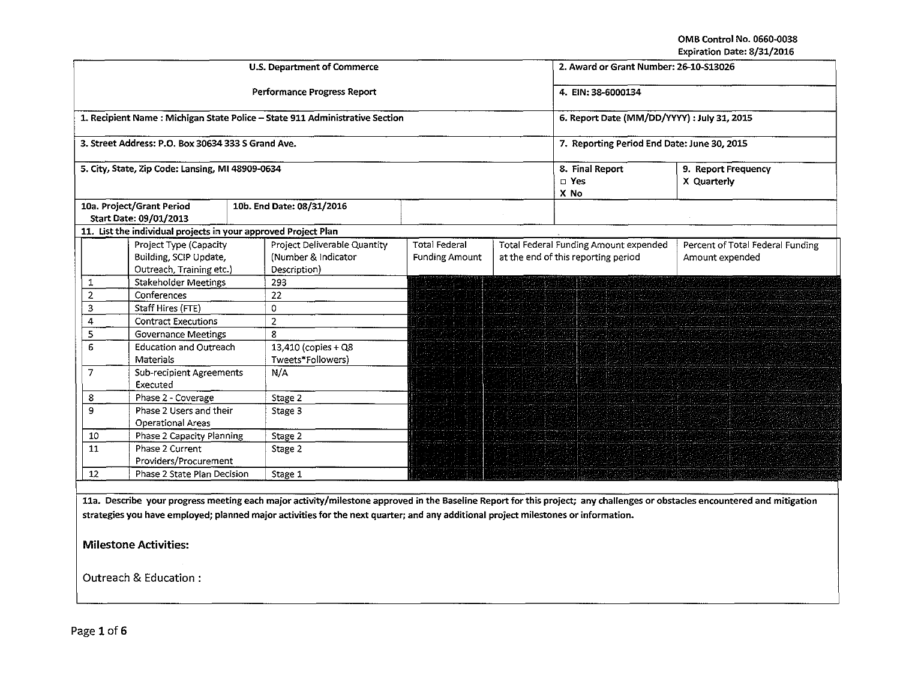OMB Control No. 0660-0038
Expiration Date: 8/31/2016

| U.S. Department of Commerce | 2. Award or Grant Number: 26-10-S13026 |
|---|---|
| Performance Progress Report | 4. EIN: 38-6000134 |
| 1. Recipient Name : Michigan State Police – State 911 Administrative Section | 6. Report Date (MM/DD/YYYY) : July 31, 2015 |
| 3. Street Address: P.O. Box 30634 333 S Grand Ave. | 7. Reporting Period End Date: June 30, 2015 |
| 5. City, State, Zip Code: Lansing, MI 48909-0634 | 8. Final Report ☐ Yes X No / 9. Report Frequency X Quarterly |
| 10a. Project/Grant Period Start Date: 09/01/2013 / 10b. End Date: 08/31/2016 | |

11. List the individual projects in your approved Project Plan

| | Project Type (Capacity Building, SCIP Update, Outreach, Training etc.) | Project Deliverable Quantity (Number & Indicator Description) | Total Federal Funding Amount | Total Federal Funding Amount expended at the end of this reporting period | Percent of Total Federal Funding Amount expended |
|---|---|---|---|---|---|
| 1 | Stakeholder Meetings | 293 | | | |
| 2 | Conferences | 22 | | | |
| 3 | Staff Hires (FTE) | 0 | | | |
| 4 | Contract Executions | 2 | | | |
| 5 | Governance Meetings | 8 | | | |
| 6 | Education and Outreach Materials | 13,410 (copies + Q8 Tweets*Followers) | | | |
| 7 | Sub-recipient Agreements Executed | N/A | | | |
| 8 | Phase 2 - Coverage | Stage 2 | | | |
| 9 | Phase 2 Users and their Operational Areas | Stage 3 | | | |
| 10 | Phase 2 Capacity Planning | Stage 2 | | | |
| 11 | Phase 2 Current Providers/Procurement | Stage 2 | | | |
| 12 | Phase 2 State Plan Decision | Stage 1 | | | |

**11a. Describe your progress meeting each major activity/milestone approved in the Baseline Report for this project; any challenges or obstacles encountered and mitigation strategies you have employed; planned major activities for the next quarter; and any additional project milestones or information.**

## Milestone Activities:

Outreach & Education :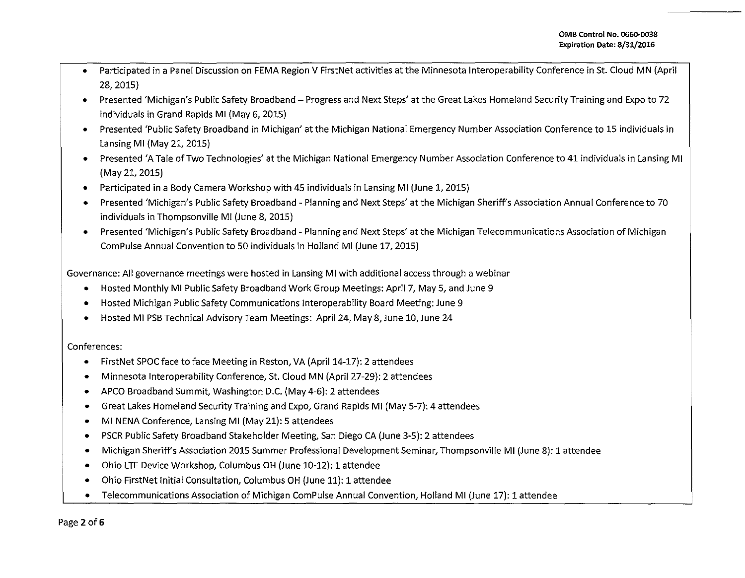- Participated in a Panel Discussion on FEMA Region V FirstNet activities at the Minnesota Interoperability Conference in St. Cloud MN (April 28, 2015)
- Presented 'Michigan's Public Safety Broadband – Progress and Next Steps' at the Great Lakes Homeland Security Training and Expo to 72 individuals in Grand Rapids MI (May 6, 2015)
- Presented 'Public Safety Broadband in Michigan' at the Michigan National Emergency Number Association Conference to 15 individuals in Lansing MI (May 21, 2015)
- Presented 'A Tale of Two Technologies' at the Michigan National Emergency Number Association Conference to 41 individuals in Lansing MI (May 21, 2015)
- Participated in a Body Camera Workshop with 45 individuals in Lansing MI (June 1, 2015)
- Presented 'Michigan's Public Safety Broadband - Planning and Next Steps' at the Michigan Sheriff's Association Annual Conference to 70 individuals in Thompsonville MI (June 8, 2015)
- Presented 'Michigan's Public Safety Broadband - Planning and Next Steps' at the Michigan Telecommunications Association of Michigan ComPulse Annual Convention to 50 individuals in Holland MI (June 17, 2015)

Governance: All governance meetings were hosted in Lansing MI with additional access through a webinar

- Hosted Monthly MI Public Safety Broadband Work Group Meetings: April 7, May 5, and June 9
- Hosted Michigan Public Safety Communications Interoperability Board Meeting: June 9
- Hosted MI PSB Technical Advisory Team Meetings: April 24, May 8, June 10, June 24

Conferences:

- FirstNet SPOC face to face Meeting in Reston, VA (April 14-17): 2 attendees
- Minnesota Interoperability Conference, St. Cloud MN (April 27-29): 2 attendees
- APCO Broadband Summit, Washington D.C. (May 4-6): 2 attendees
- Great Lakes Homeland Security Training and Expo, Grand Rapids MI (May 5-7): 4 attendees
- MI NENA Conference, Lansing MI (May 21): 5 attendees
- PSCR Public Safety Broadband Stakeholder Meeting, San Diego CA (June 3-5): 2 attendees
- Michigan Sheriff's Association 2015 Summer Professional Development Seminar, Thompsonville MI (June 8): 1 attendee
- Ohio LTE Device Workshop, Columbus OH (June 10-12): 1 attendee
- Ohio FirstNet Initial Consultation, Columbus OH (June 11): 1 attendee
- Telecommunications Association of Michigan ComPulse Annual Convention, Holland MI (June 17): 1 attendee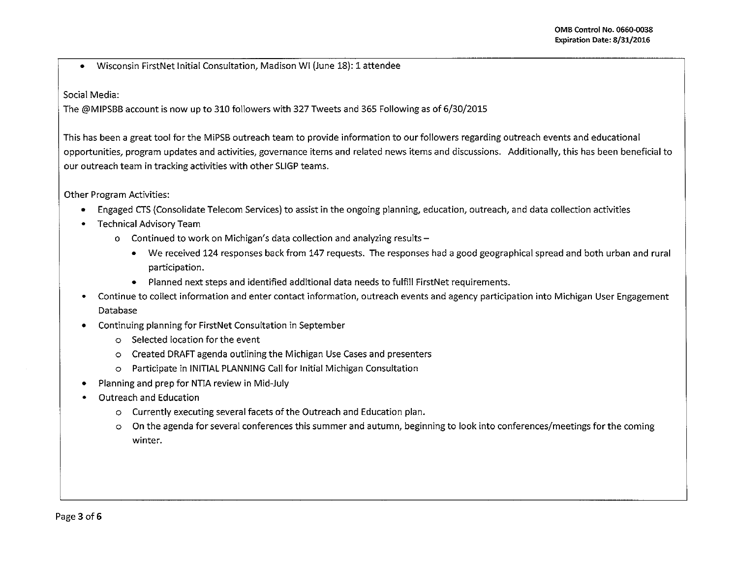- Wisconsin FirstNet Initial Consultation, Madison WI (June 18): 1 attendee

Social Media:

The @MIPSBB account is now up to 310 followers with 327 Tweets and 365 Following as of 6/30/2015

This has been a great tool for the MiPSB outreach team to provide information to our followers regarding outreach events and educational opportunities, program updates and activities, governance items and related news items and discussions. Additionally, this has been beneficial to our outreach team in tracking activities with other SLIGP teams.

Other Program Activities:

- Engaged CTS (Consolidate Telecom Services) to assist in the ongoing planning, education, outreach, and data collection activities
- Technical Advisory Team
  - Continued to work on Michigan's data collection and analyzing results –
    - We received 124 responses back from 147 requests. The responses had a good geographical spread and both urban and rural participation.
    - Planned next steps and identified additional data needs to fulfill FirstNet requirements.
- Continue to collect information and enter contact information, outreach events and agency participation into Michigan User Engagement Database
- Continuing planning for FirstNet Consultation in September
  - Selected location for the event
  - Created DRAFT agenda outlining the Michigan Use Cases and presenters
  - Participate in INITIAL PLANNING Call for Initial Michigan Consultation
- Planning and prep for NTIA review in Mid-July
- Outreach and Education
  - Currently executing several facets of the Outreach and Education plan.
  - On the agenda for several conferences this summer and autumn, beginning to look into conferences/meetings for the coming winter.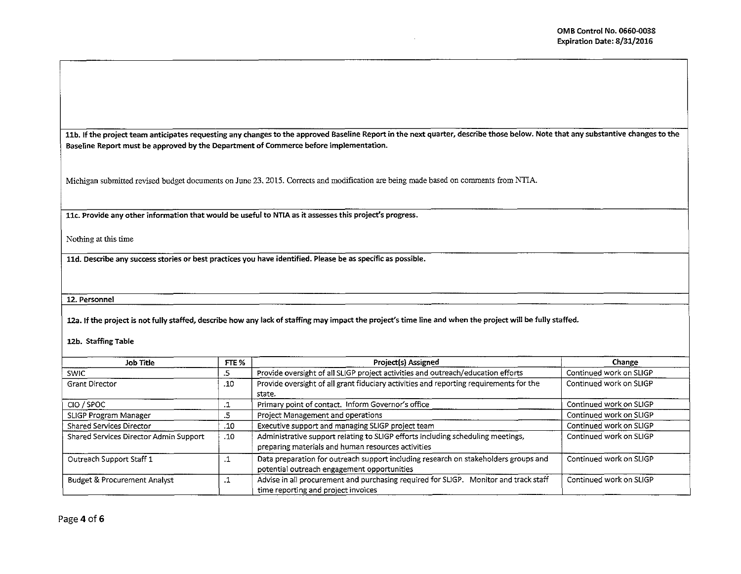**11b. If the project team anticipates requesting any changes to the approved Baseline Report in the next quarter, describe those below. Note that any substantive changes to the Baseline Report must be approved by the Department of Commerce before implementation.**

Michigan submitted revised budget documents on June 23, 2015. Corrects and modification are being made based on comments from NTIA.

**11c. Provide any other information that would be useful to NTIA as it assesses this project's progress.**

Nothing at this time

**11d. Describe any success stories or best practices you have identified. Please be as specific as possible.**

**12. Personnel**

**12a. If the project is not fully staffed, describe how any lack of staffing may impact the project's time line and when the project will be fully staffed.**

**12b. Staffing Table**

| Job Title | FTE % | Project(s) Assigned | Change |
|---|---|---|---|
| SWIC | .5 | Provide oversight of all SLIGP project activities and outreach/education efforts | Continued work on SLIGP |
| Grant Director | .10 | Provide oversight of all grant fiduciary activities and reporting requirements for the state. | Continued work on SLIGP |
| CIO / SPOC | .1 | Primary point of contact. Inform Governor's office | Continued work on SLIGP |
| SLIGP Program Manager | .5 | Project Management and operations | Continued work on SLIGP |
| Shared Services Director | .10 | Executive support and managing SLIGP project team | Continued work on SLIGP |
| Shared Services Director Admin Support | .10 | Administrative support relating to SLIGP efforts including scheduling meetings, preparing materials and human resources activities | Continued work on SLIGP |
| Outreach Support Staff 1 | .1 | Data preparation for outreach support including research on stakeholders groups and potential outreach engagement opportunities | Continued work on SLIGP |
| Budget & Procurement Analyst | .1 | Advise in all procurement and purchasing required for SLIGP. Monitor and track staff time reporting and project invoices | Continued work on SLIGP |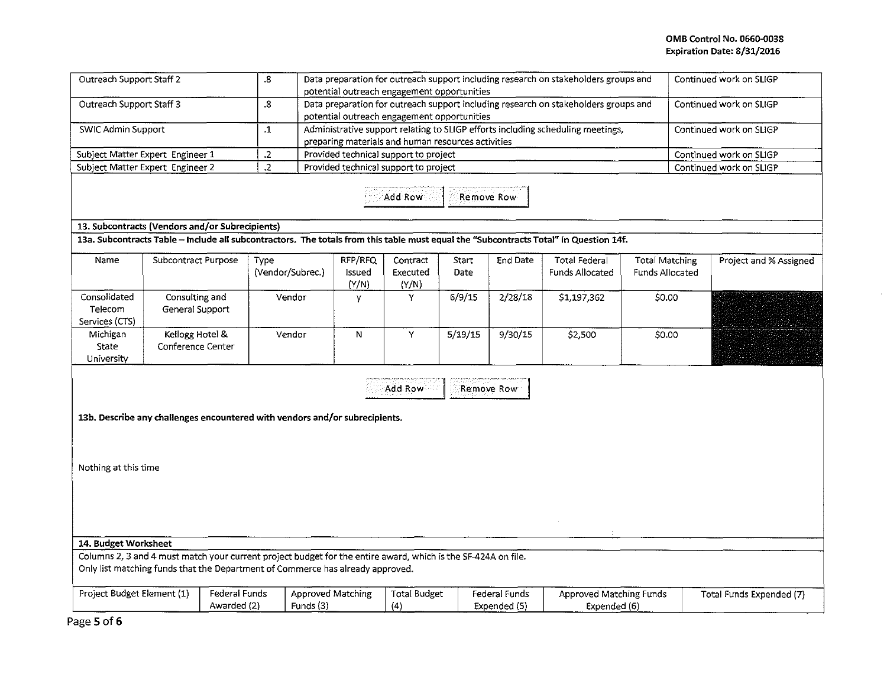| Outreach Support Staff 2 | .8 | Data preparation for outreach support including research on stakeholders groups and potential outreach engagement opportunities | Continued work on SLIGP |
|---|---|---|---|
| Outreach Support Staff 3 | .8 | Data preparation for outreach support including research on stakeholders groups and potential outreach engagement opportunities | Continued work on SLIGP |
| SWIC Admin Support | .1 | Administrative support relating to SLIGP efforts including scheduling meetings, preparing materials and human resources activities | Continued work on SLIGP |
| Subject Matter Expert Engineer 1 | .2 | Provided technical support to project | Continued work on SLIGP |
| Subject Matter Expert Engineer 2 | .2 | Provided technical support to project | Continued work on SLIGP |

Add Row | Remove Row

**13. Subcontracts (Vendors and/or Subrecipients)**

**13a. Subcontracts Table – Include all subcontractors. The totals from this table must equal the "Subcontracts Total" in Question 14f.**

| Name | Subcontract Purpose | Type (Vendor/Subrec.) | RFP/RFQ Issued (Y/N) | Contract Executed (Y/N) | Start Date | End Date | Total Federal Funds Allocated | Total Matching Funds Allocated | Project and % Assigned |
|---|---|---|---|---|---|---|---|---|---|
| Consolidated Telecom Services (CTS) | Consulting and General Support | Vendor | y | Y | 6/9/15 | 2/28/18 | $1,197,362 | $0.00 | |
| Michigan State University | Kellogg Hotel & Conference Center | Vendor | N | Y | 5/19/15 | 9/30/15 | $2,500 | $0.00 | |

Add Row | Remove Row

**13b. Describe any challenges encountered with vendors and/or subrecipients.**

Nothing at this time

**14. Budget Worksheet**

Columns 2, 3 and 4 must match your current project budget for the entire award, which is the SF-424A on file.
Only list matching funds that the Department of Commerce has already approved.

| Project Budget Element (1) | Federal Funds Awarded (2) | Approved Matching Funds (3) | Total Budget (4) | Federal Funds Expended (5) | Approved Matching Funds Expended (6) | Total Funds Expended (7) |
|---|---|---|---|---|---|---|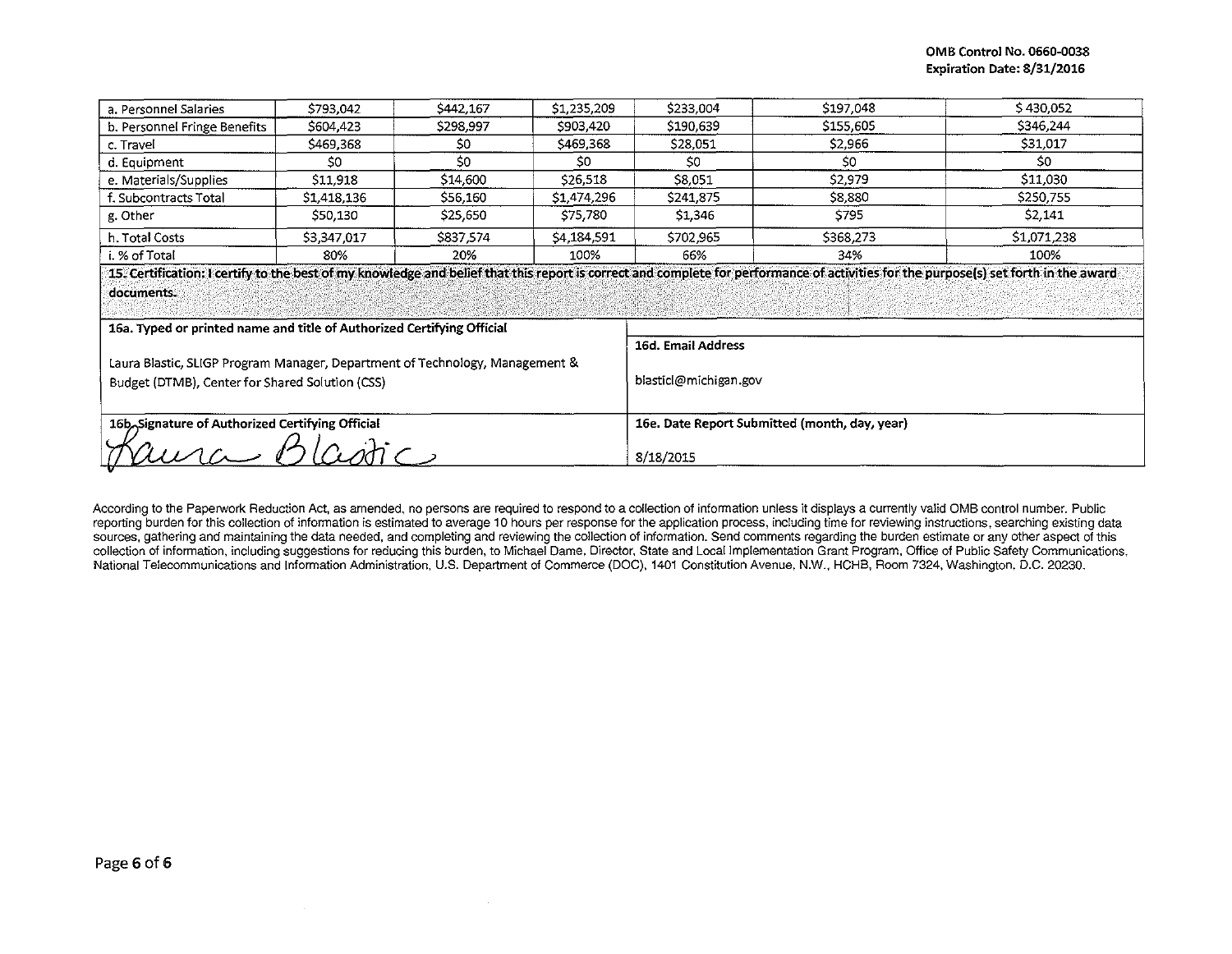| | | | | | | |
|---|---|---|---|---|---|---|
| a. Personnel Salaries | $793,042 | $442,167 | $1,235,209 | $233,004 | $197,048 | $ 430,052 |
| b. Personnel Fringe Benefits | $604,423 | $298,997 | $903,420 | $190,639 | $155,605 | $346,244 |
| c. Travel | $469,368 | $0 | $469,368 | $28,051 | $2,966 | $31,017 |
| d. Equipment | $0 | $0 | $0 | $0 | $0 | $0 |
| e. Materials/Supplies | $11,918 | $14,600 | $26,518 | $8,051 | $2,979 | $11,030 |
| f. Subcontracts Total | $1,418,136 | $56,160 | $1,474,296 | $241,875 | $8,880 | $250,755 |
| g. Other | $50,130 | $25,650 | $75,780 | $1,346 | $795 | $2,141 |
| h. Total Costs | $3,347,017 | $837,574 | $4,184,591 | $702,965 | $368,273 | $1,071,238 |
| i. % of Total | 80% | 20% | 100% | 66% | 34% | 100% |

**15. Certification: I certify to the best of my knowledge and belief that this report is correct and complete for performance of activities for the purpose(s) set forth in the award documents.**

| | |
|---|---|
| **16a. Typed or printed name and title of Authorized Certifying Official**<br><br>Laura Blastic, SLIGP Program Manager, Department of Technology, Management & Budget (DTMB), Center for Shared Solution (CSS) | **16d. Email Address**<br><br>blasticl@michigan.gov |
| **16b. Signature of Authorized Certifying Official**<br><br>Laura Blastic | **16e. Date Report Submitted (month, day, year)**<br><br>8/18/2015 |

According to the Paperwork Reduction Act, as amended, no persons are required to respond to a collection of information unless it displays a currently valid OMB control number. Public reporting burden for this collection of information is estimated to average 10 hours per response for the application process, including time for reviewing instructions, searching existing data sources, gathering and maintaining the data needed, and completing and reviewing the collection of information. Send comments regarding the burden estimate or any other aspect of this collection of information, including suggestions for reducing this burden, to Michael Dame, Director, State and Local Implementation Grant Program, Office of Public Safety Communications, National Telecommunications and Information Administration, U.S. Department of Commerce (DOC), 1401 Constitution Avenue, N.W., HCHB, Room 7324, Washington, D.C. 20230.